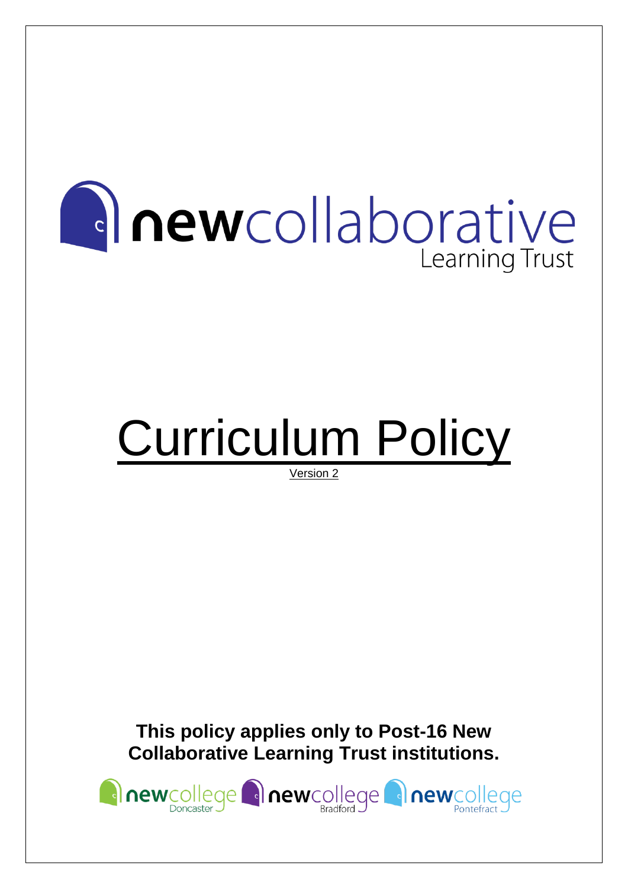newcollaborative Learning Trust

# Curriculum Policy

Version 2

**This policy applies only to Post-16 New Collaborative Learning Trust institutions.**

newcollege Doncaster newcollege Bradford newcollege Pontefract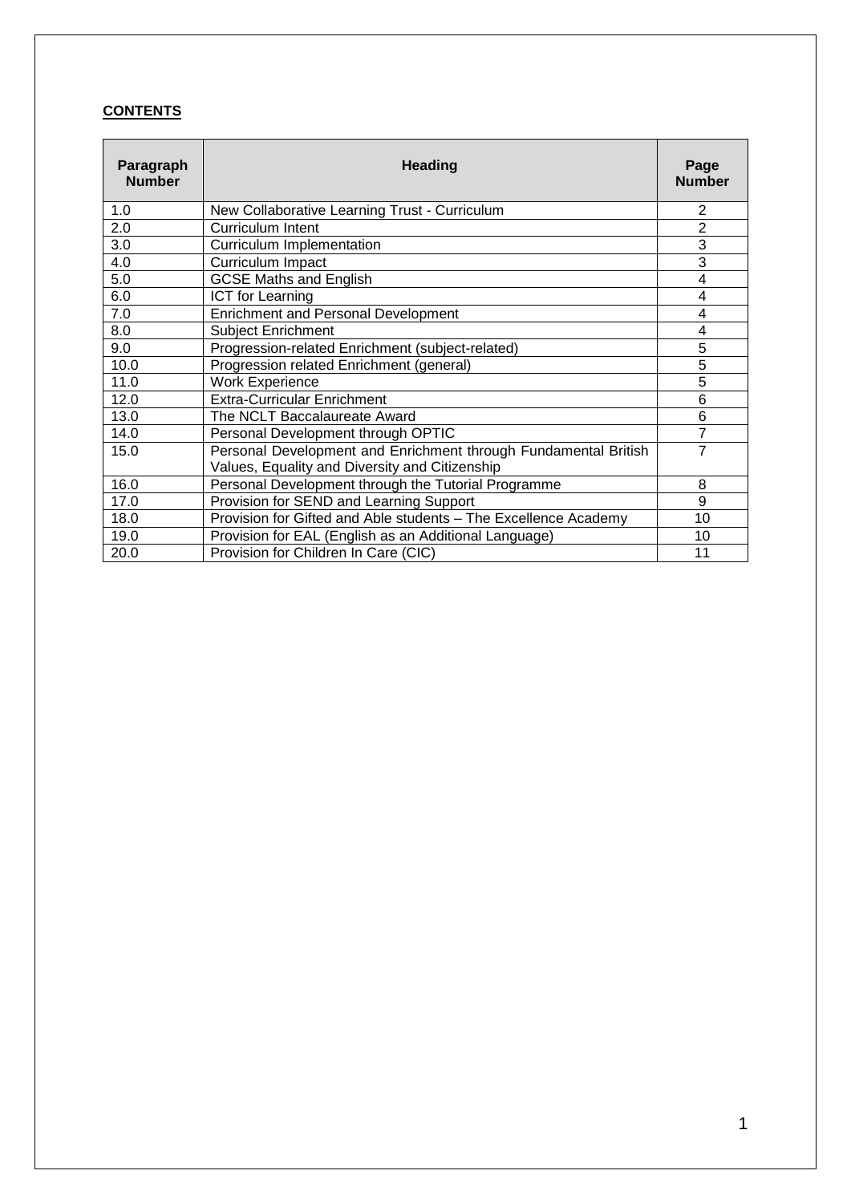**CONTENTS**

| Paragraph Number | Heading | Page Number |
|---|---|---|
| 1.0 | New Collaborative Learning Trust - Curriculum | 2 |
| 2.0 | Curriculum Intent | 2 |
| 3.0 | Curriculum Implementation | 3 |
| 4.0 | Curriculum Impact | 3 |
| 5.0 | GCSE Maths and English | 4 |
| 6.0 | ICT for Learning | 4 |
| 7.0 | Enrichment and Personal Development | 4 |
| 8.0 | Subject Enrichment | 4 |
| 9.0 | Progression-related Enrichment (subject-related) | 5 |
| 10.0 | Progression related Enrichment (general) | 5 |
| 11.0 | Work Experience | 5 |
| 12.0 | Extra-Curricular Enrichment | 6 |
| 13.0 | The NCLT Baccalaureate Award | 6 |
| 14.0 | Personal Development through OPTIC | 7 |
| 15.0 | Personal Development and Enrichment through Fundamental British Values, Equality and Diversity and Citizenship | 7 |
| 16.0 | Personal Development through the Tutorial Programme | 8 |
| 17.0 | Provision for SEND and Learning Support | 9 |
| 18.0 | Provision for Gifted and Able students – The Excellence Academy | 10 |
| 19.0 | Provision for EAL (English as an Additional Language) | 10 |
| 20.0 | Provision for Children In Care (CIC) | 11 |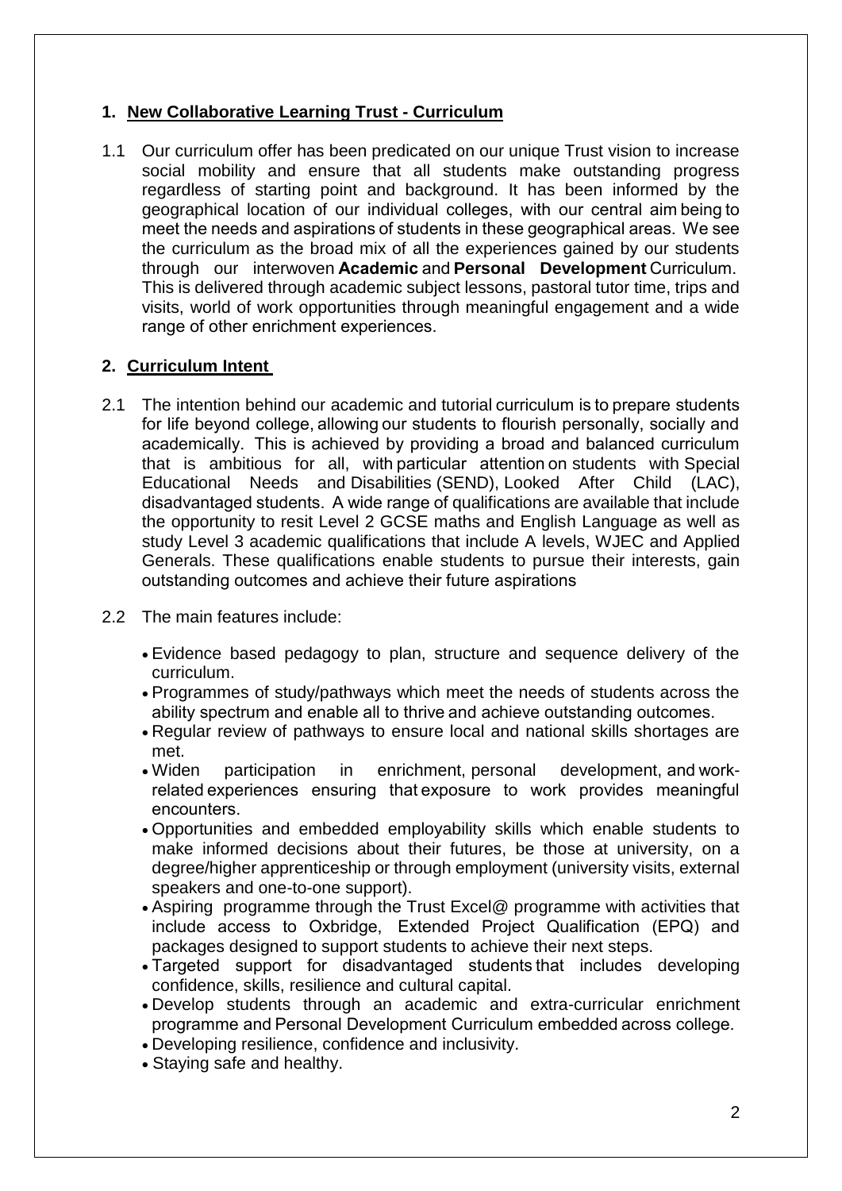## 1. New Collaborative Learning Trust - Curriculum

1.1 Our curriculum offer has been predicated on our unique Trust vision to increase social mobility and ensure that all students make outstanding progress regardless of starting point and background. It has been informed by the geographical location of our individual colleges, with our central aim being to meet the needs and aspirations of students in these geographical areas. We see the curriculum as the broad mix of all the experiences gained by our students through our interwoven **Academic** and **Personal Development** Curriculum. This is delivered through academic subject lessons, pastoral tutor time, trips and visits, world of work opportunities through meaningful engagement and a wide range of other enrichment experiences.

## 2. Curriculum Intent

2.1 The intention behind our academic and tutorial curriculum is to prepare students for life beyond college, allowing our students to flourish personally, socially and academically. This is achieved by providing a broad and balanced curriculum that is ambitious for all, with particular attention on students with Special Educational Needs and Disabilities (SEND), Looked After Child (LAC), disadvantaged students. A wide range of qualifications are available that include the opportunity to resit Level 2 GCSE maths and English Language as well as study Level 3 academic qualifications that include A levels, WJEC and Applied Generals. These qualifications enable students to pursue their interests, gain outstanding outcomes and achieve their future aspirations

2.2 The main features include:

- Evidence based pedagogy to plan, structure and sequence delivery of the curriculum.
- Programmes of study/pathways which meet the needs of students across the ability spectrum and enable all to thrive and achieve outstanding outcomes.
- Regular review of pathways to ensure local and national skills shortages are met.
- Widen participation in enrichment, personal development, and work-related experiences ensuring that exposure to work provides meaningful encounters.
- Opportunities and embedded employability skills which enable students to make informed decisions about their futures, be those at university, on a degree/higher apprenticeship or through employment (university visits, external speakers and one-to-one support).
- Aspiring programme through the Trust Excel@ programme with activities that include access to Oxbridge, Extended Project Qualification (EPQ) and packages designed to support students to achieve their next steps.
- Targeted support for disadvantaged students that includes developing confidence, skills, resilience and cultural capital.
- Develop students through an academic and extra-curricular enrichment programme and Personal Development Curriculum embedded across college.
- Developing resilience, confidence and inclusivity.
- Staying safe and healthy.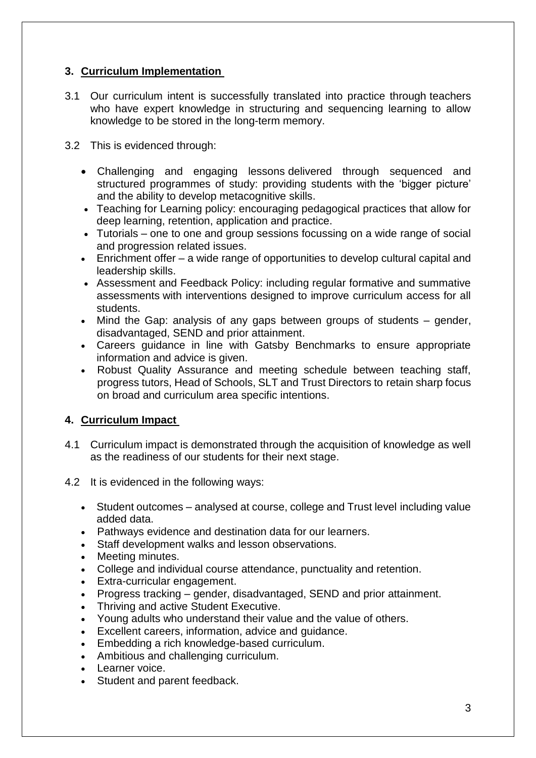## 3. Curriculum Implementation

3.1 Our curriculum intent is successfully translated into practice through teachers who have expert knowledge in structuring and sequencing learning to allow knowledge to be stored in the long-term memory.

3.2 This is evidenced through:

- Challenging and engaging lessons delivered through sequenced and structured programmes of study: providing students with the 'bigger picture' and the ability to develop metacognitive skills.
- Teaching for Learning policy: encouraging pedagogical practices that allow for deep learning, retention, application and practice.
- Tutorials – one to one and group sessions focussing on a wide range of social and progression related issues.
- Enrichment offer – a wide range of opportunities to develop cultural capital and leadership skills.
- Assessment and Feedback Policy: including regular formative and summative assessments with interventions designed to improve curriculum access for all students.
- Mind the Gap: analysis of any gaps between groups of students – gender, disadvantaged, SEND and prior attainment.
- Careers guidance in line with Gatsby Benchmarks to ensure appropriate information and advice is given.
- Robust Quality Assurance and meeting schedule between teaching staff, progress tutors, Head of Schools, SLT and Trust Directors to retain sharp focus on broad and curriculum area specific intentions.

## 4. Curriculum Impact

4.1 Curriculum impact is demonstrated through the acquisition of knowledge as well as the readiness of our students for their next stage.

4.2 It is evidenced in the following ways:

- Student outcomes – analysed at course, college and Trust level including value added data.
- Pathways evidence and destination data for our learners.
- Staff development walks and lesson observations.
- Meeting minutes.
- College and individual course attendance, punctuality and retention.
- Extra-curricular engagement.
- Progress tracking – gender, disadvantaged, SEND and prior attainment.
- Thriving and active Student Executive.
- Young adults who understand their value and the value of others.
- Excellent careers, information, advice and guidance.
- Embedding a rich knowledge-based curriculum.
- Ambitious and challenging curriculum.
- Learner voice.
- Student and parent feedback.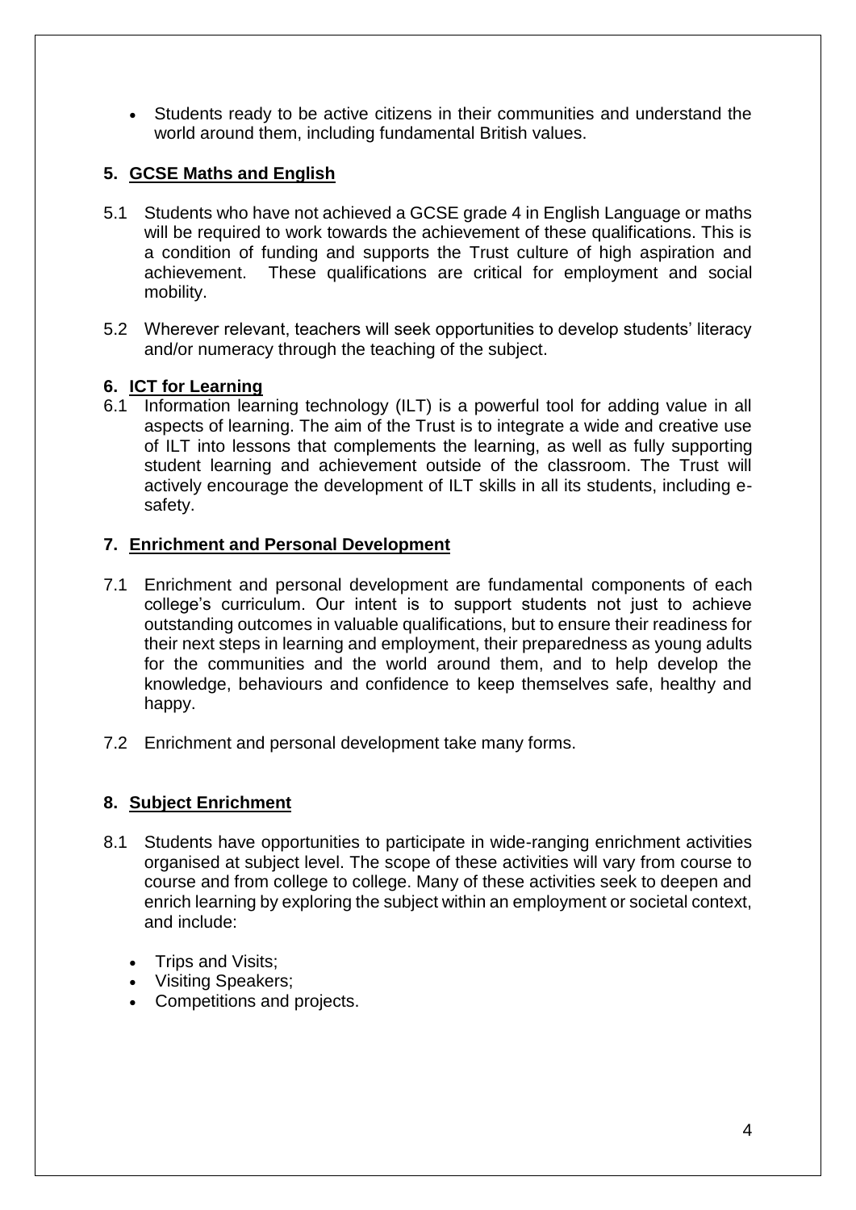- Students ready to be active citizens in their communities and understand the world around them, including fundamental British values.

## 5. GCSE Maths and English

5.1 Students who have not achieved a GCSE grade 4 in English Language or maths will be required to work towards the achievement of these qualifications. This is a condition of funding and supports the Trust culture of high aspiration and achievement. These qualifications are critical for employment and social mobility.

5.2 Wherever relevant, teachers will seek opportunities to develop students' literacy and/or numeracy through the teaching of the subject.

## 6. ICT for Learning

6.1 Information learning technology (ILT) is a powerful tool for adding value in all aspects of learning. The aim of the Trust is to integrate a wide and creative use of ILT into lessons that complements the learning, as well as fully supporting student learning and achievement outside of the classroom. The Trust will actively encourage the development of ILT skills in all its students, including e-safety.

## 7. Enrichment and Personal Development

7.1 Enrichment and personal development are fundamental components of each college's curriculum. Our intent is to support students not just to achieve outstanding outcomes in valuable qualifications, but to ensure their readiness for their next steps in learning and employment, their preparedness as young adults for the communities and the world around them, and to help develop the knowledge, behaviours and confidence to keep themselves safe, healthy and happy.

7.2 Enrichment and personal development take many forms.

## 8. Subject Enrichment

8.1 Students have opportunities to participate in wide-ranging enrichment activities organised at subject level. The scope of these activities will vary from course to course and from college to college. Many of these activities seek to deepen and enrich learning by exploring the subject within an employment or societal context, and include:

- Trips and Visits;
- Visiting Speakers;
- Competitions and projects.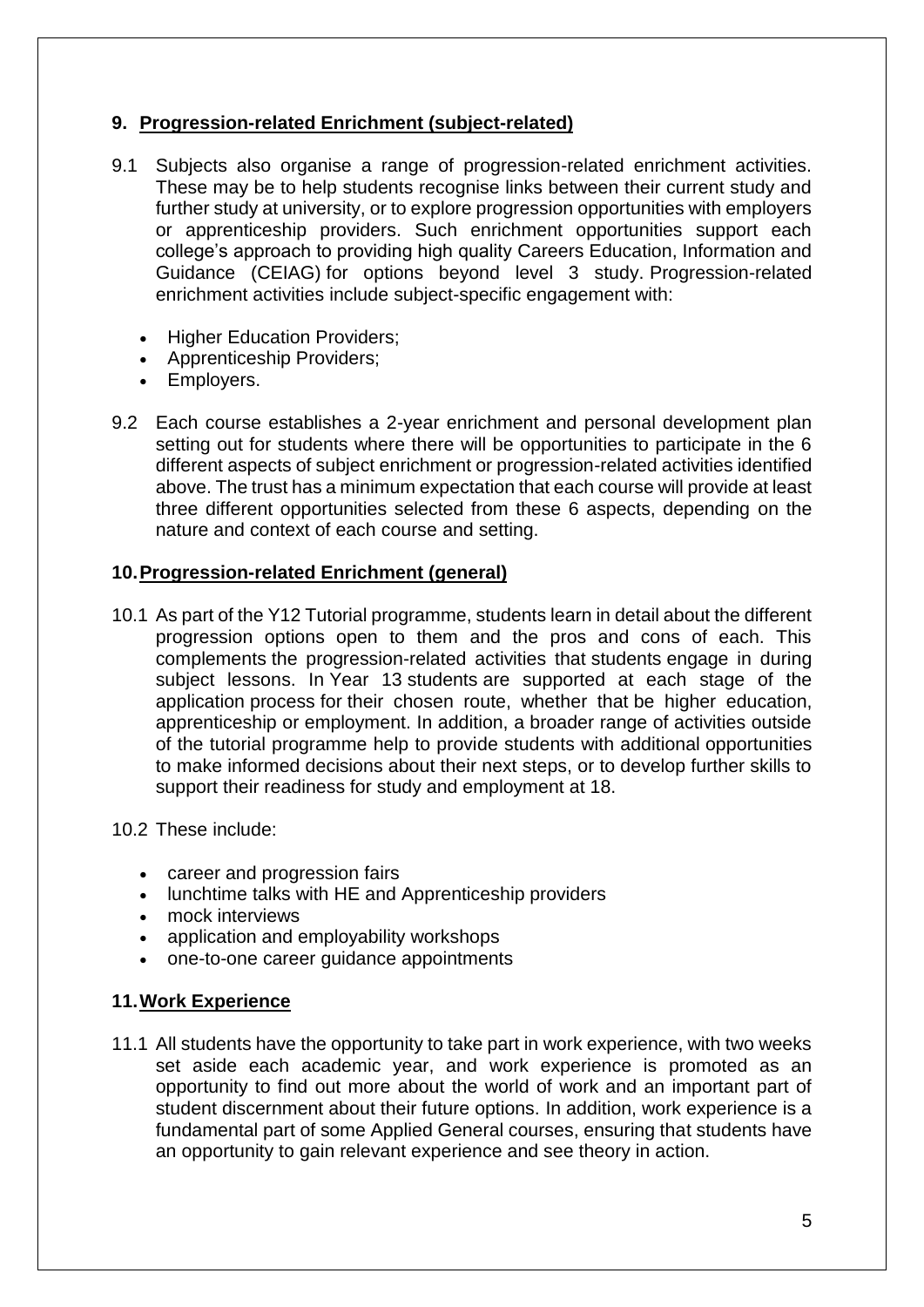## 9. Progression-related Enrichment (subject-related)

9.1 Subjects also organise a range of progression-related enrichment activities. These may be to help students recognise links between their current study and further study at university, or to explore progression opportunities with employers or apprenticeship providers. Such enrichment opportunities support each college's approach to providing high quality Careers Education, Information and Guidance (CEIAG) for options beyond level 3 study. Progression-related enrichment activities include subject-specific engagement with:

- Higher Education Providers;
- Apprenticeship Providers;
- Employers.

9.2 Each course establishes a 2-year enrichment and personal development plan setting out for students where there will be opportunities to participate in the 6 different aspects of subject enrichment or progression-related activities identified above. The trust has a minimum expectation that each course will provide at least three different opportunities selected from these 6 aspects, depending on the nature and context of each course and setting.

## 10. Progression-related Enrichment (general)

10.1 As part of the Y12 Tutorial programme, students learn in detail about the different progression options open to them and the pros and cons of each. This complements the progression-related activities that students engage in during subject lessons. In Year 13 students are supported at each stage of the application process for their chosen route, whether that be higher education, apprenticeship or employment. In addition, a broader range of activities outside of the tutorial programme help to provide students with additional opportunities to make informed decisions about their next steps, or to develop further skills to support their readiness for study and employment at 18.

10.2 These include:

- career and progression fairs
- lunchtime talks with HE and Apprenticeship providers
- mock interviews
- application and employability workshops
- one-to-one career guidance appointments

## 11. Work Experience

11.1 All students have the opportunity to take part in work experience, with two weeks set aside each academic year, and work experience is promoted as an opportunity to find out more about the world of work and an important part of student discernment about their future options. In addition, work experience is a fundamental part of some Applied General courses, ensuring that students have an opportunity to gain relevant experience and see theory in action.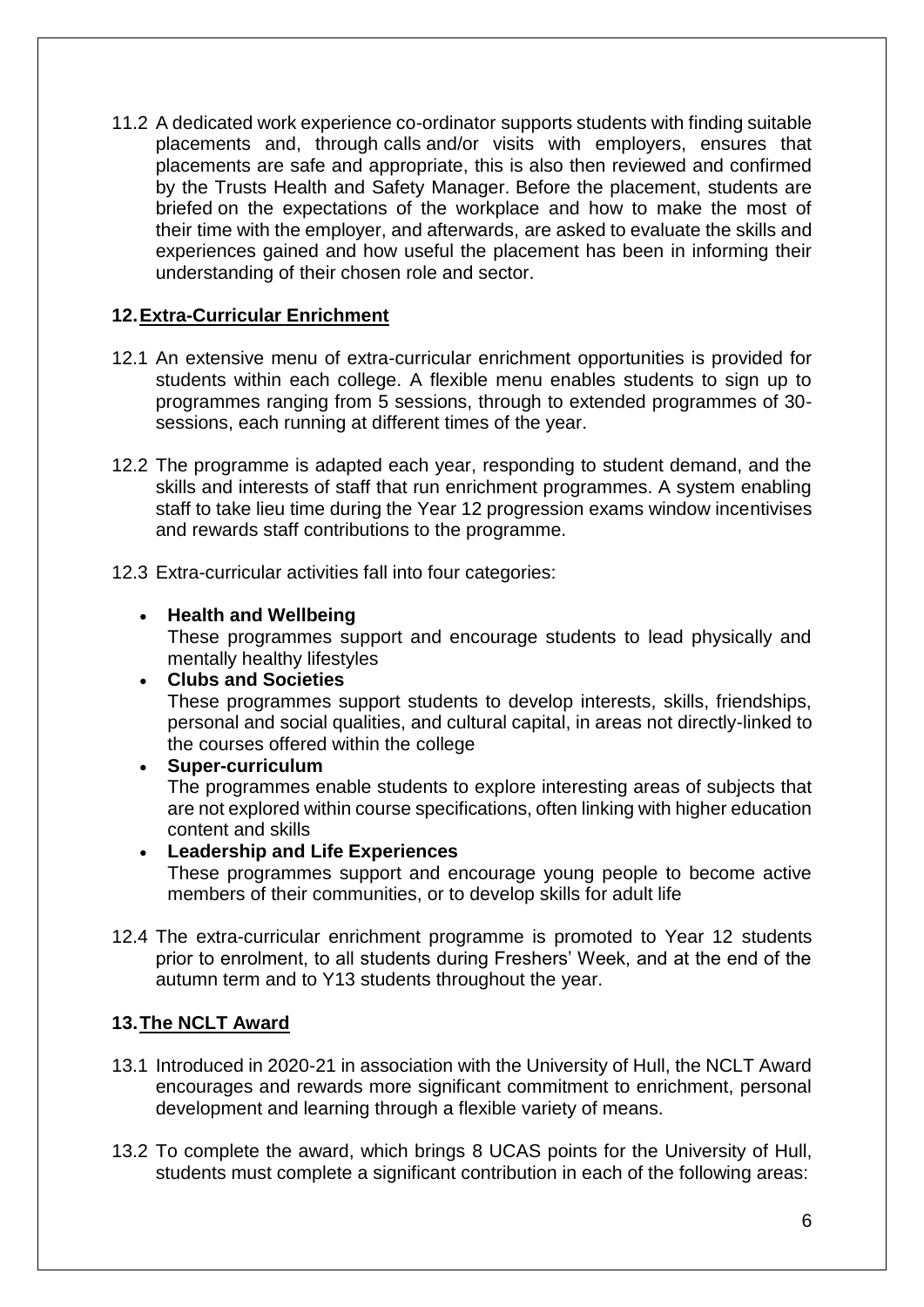11.2 A dedicated work experience co-ordinator supports students with finding suitable placements and, through calls and/or visits with employers, ensures that placements are safe and appropriate, this is also then reviewed and confirmed by the Trusts Health and Safety Manager. Before the placement, students are briefed on the expectations of the workplace and how to make the most of their time with the employer, and afterwards, are asked to evaluate the skills and experiences gained and how useful the placement has been in informing their understanding of their chosen role and sector.

## 12. Extra-Curricular Enrichment

12.1 An extensive menu of extra-curricular enrichment opportunities is provided for students within each college. A flexible menu enables students to sign up to programmes ranging from 5 sessions, through to extended programmes of 30-sessions, each running at different times of the year.

12.2 The programme is adapted each year, responding to student demand, and the skills and interests of staff that run enrichment programmes. A system enabling staff to take lieu time during the Year 12 progression exams window incentivises and rewards staff contributions to the programme.

12.3 Extra-curricular activities fall into four categories:

- **Health and Wellbeing**
  These programmes support and encourage students to lead physically and mentally healthy lifestyles
- **Clubs and Societies**
  These programmes support students to develop interests, skills, friendships, personal and social qualities, and cultural capital, in areas not directly-linked to the courses offered within the college
- **Super-curriculum**
  The programmes enable students to explore interesting areas of subjects that are not explored within course specifications, often linking with higher education content and skills
- **Leadership and Life Experiences**
  These programmes support and encourage young people to become active members of their communities, or to develop skills for adult life

12.4 The extra-curricular enrichment programme is promoted to Year 12 students prior to enrolment, to all students during Freshers' Week, and at the end of the autumn term and to Y13 students throughout the year.

## 13. The NCLT Award

13.1 Introduced in 2020-21 in association with the University of Hull, the NCLT Award encourages and rewards more significant commitment to enrichment, personal development and learning through a flexible variety of means.

13.2 To complete the award, which brings 8 UCAS points for the University of Hull, students must complete a significant contribution in each of the following areas: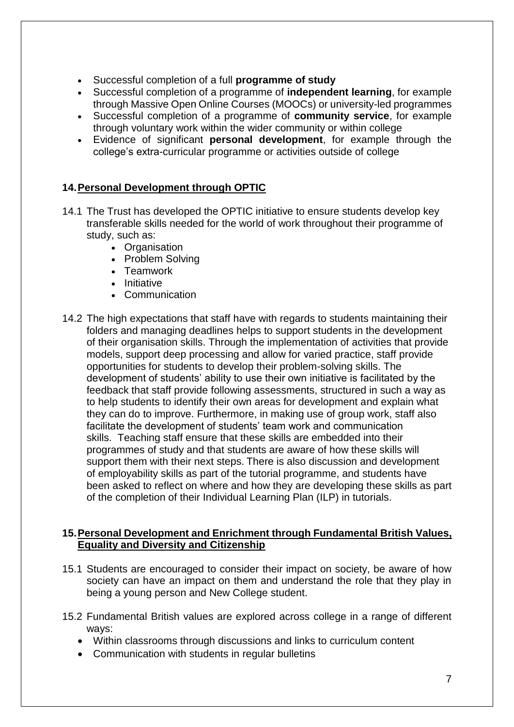- Successful completion of a full **programme of study**
- Successful completion of a programme of **independent learning**, for example through Massive Open Online Courses (MOOCs) or university-led programmes
- Successful completion of a programme of **community service**, for example through voluntary work within the wider community or within college
- Evidence of significant **personal development**, for example through the college's extra-curricular programme or activities outside of college

## 14. Personal Development through OPTIC

14.1 The Trust has developed the OPTIC initiative to ensure students develop key transferable skills needed for the world of work throughout their programme of study, such as:

- Organisation
- Problem Solving
- Teamwork
- Initiative
- Communication

14.2 The high expectations that staff have with regards to students maintaining their folders and managing deadlines helps to support students in the development of their organisation skills. Through the implementation of activities that provide models, support deep processing and allow for varied practice, staff provide opportunities for students to develop their problem-solving skills. The development of students' ability to use their own initiative is facilitated by the feedback that staff provide following assessments, structured in such a way as to help students to identify their own areas for development and explain what they can do to improve. Furthermore, in making use of group work, staff also facilitate the development of students' team work and communication skills. Teaching staff ensure that these skills are embedded into their programmes of study and that students are aware of how these skills will support them with their next steps. There is also discussion and development of employability skills as part of the tutorial programme, and students have been asked to reflect on where and how they are developing these skills as part of the completion of their Individual Learning Plan (ILP) in tutorials.

## 15. Personal Development and Enrichment through Fundamental British Values, Equality and Diversity and Citizenship

15.1 Students are encouraged to consider their impact on society, be aware of how society can have an impact on them and understand the role that they play in being a young person and New College student.

15.2 Fundamental British values are explored across college in a range of different ways:

- Within classrooms through discussions and links to curriculum content
- Communication with students in regular bulletins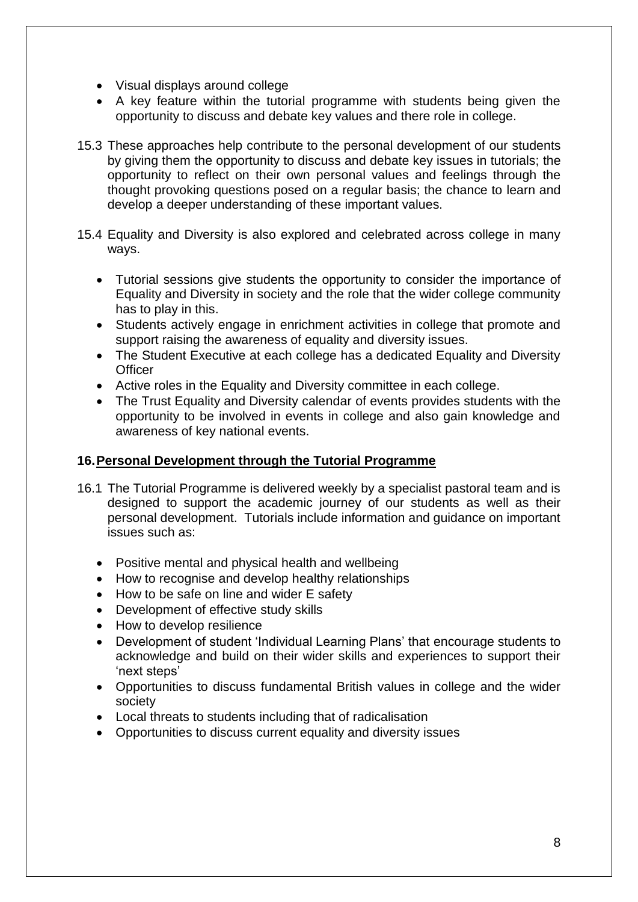- Visual displays around college
- A key feature within the tutorial programme with students being given the opportunity to discuss and debate key values and there role in college.

15.3 These approaches help contribute to the personal development of our students by giving them the opportunity to discuss and debate key issues in tutorials; the opportunity to reflect on their own personal values and feelings through the thought provoking questions posed on a regular basis; the chance to learn and develop a deeper understanding of these important values.

15.4 Equality and Diversity is also explored and celebrated across college in many ways.

- Tutorial sessions give students the opportunity to consider the importance of Equality and Diversity in society and the role that the wider college community has to play in this.
- Students actively engage in enrichment activities in college that promote and support raising the awareness of equality and diversity issues.
- The Student Executive at each college has a dedicated Equality and Diversity Officer
- Active roles in the Equality and Diversity committee in each college.
- The Trust Equality and Diversity calendar of events provides students with the opportunity to be involved in events in college and also gain knowledge and awareness of key national events.

## 16. Personal Development through the Tutorial Programme

16.1 The Tutorial Programme is delivered weekly by a specialist pastoral team and is designed to support the academic journey of our students as well as their personal development. Tutorials include information and guidance on important issues such as:

- Positive mental and physical health and wellbeing
- How to recognise and develop healthy relationships
- How to be safe on line and wider E safety
- Development of effective study skills
- How to develop resilience
- Development of student 'Individual Learning Plans' that encourage students to acknowledge and build on their wider skills and experiences to support their 'next steps'
- Opportunities to discuss fundamental British values in college and the wider society
- Local threats to students including that of radicalisation
- Opportunities to discuss current equality and diversity issues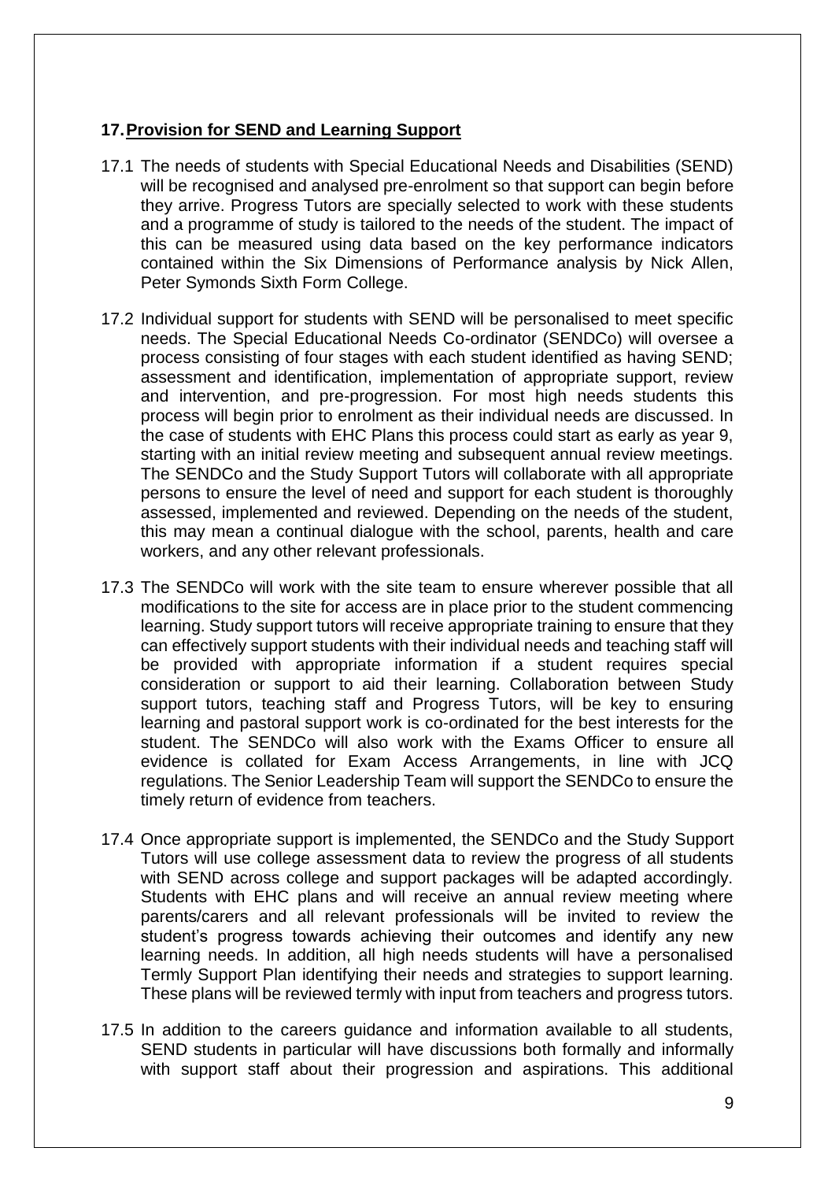## 17. Provision for SEND and Learning Support

17.1 The needs of students with Special Educational Needs and Disabilities (SEND) will be recognised and analysed pre-enrolment so that support can begin before they arrive. Progress Tutors are specially selected to work with these students and a programme of study is tailored to the needs of the student. The impact of this can be measured using data based on the key performance indicators contained within the Six Dimensions of Performance analysis by Nick Allen, Peter Symonds Sixth Form College.

17.2 Individual support for students with SEND will be personalised to meet specific needs. The Special Educational Needs Co-ordinator (SENDCo) will oversee a process consisting of four stages with each student identified as having SEND; assessment and identification, implementation of appropriate support, review and intervention, and pre-progression. For most high needs students this process will begin prior to enrolment as their individual needs are discussed. In the case of students with EHC Plans this process could start as early as year 9, starting with an initial review meeting and subsequent annual review meetings. The SENDCo and the Study Support Tutors will collaborate with all appropriate persons to ensure the level of need and support for each student is thoroughly assessed, implemented and reviewed. Depending on the needs of the student, this may mean a continual dialogue with the school, parents, health and care workers, and any other relevant professionals.

17.3 The SENDCo will work with the site team to ensure wherever possible that all modifications to the site for access are in place prior to the student commencing learning. Study support tutors will receive appropriate training to ensure that they can effectively support students with their individual needs and teaching staff will be provided with appropriate information if a student requires special consideration or support to aid their learning. Collaboration between Study support tutors, teaching staff and Progress Tutors, will be key to ensuring learning and pastoral support work is co-ordinated for the best interests for the student. The SENDCo will also work with the Exams Officer to ensure all evidence is collated for Exam Access Arrangements, in line with JCQ regulations. The Senior Leadership Team will support the SENDCo to ensure the timely return of evidence from teachers.

17.4 Once appropriate support is implemented, the SENDCo and the Study Support Tutors will use college assessment data to review the progress of all students with SEND across college and support packages will be adapted accordingly. Students with EHC plans and will receive an annual review meeting where parents/carers and all relevant professionals will be invited to review the student's progress towards achieving their outcomes and identify any new learning needs. In addition, all high needs students will have a personalised Termly Support Plan identifying their needs and strategies to support learning. These plans will be reviewed termly with input from teachers and progress tutors.

17.5 In addition to the careers guidance and information available to all students, SEND students in particular will have discussions both formally and informally with support staff about their progression and aspirations. This additional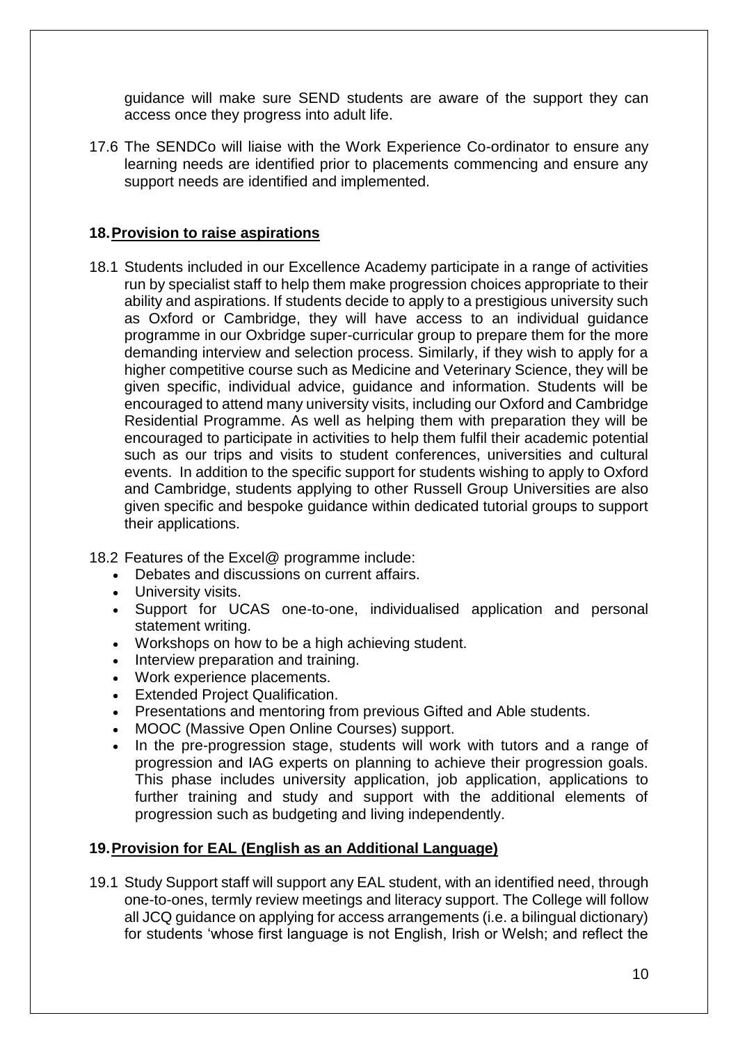guidance will make sure SEND students are aware of the support they can access once they progress into adult life.

17.6 The SENDCo will liaise with the Work Experience Co-ordinator to ensure any learning needs are identified prior to placements commencing and ensure any support needs are identified and implemented.

## 18. Provision to raise aspirations

18.1 Students included in our Excellence Academy participate in a range of activities run by specialist staff to help them make progression choices appropriate to their ability and aspirations. If students decide to apply to a prestigious university such as Oxford or Cambridge, they will have access to an individual guidance programme in our Oxbridge super-curricular group to prepare them for the more demanding interview and selection process. Similarly, if they wish to apply for a higher competitive course such as Medicine and Veterinary Science, they will be given specific, individual advice, guidance and information. Students will be encouraged to attend many university visits, including our Oxford and Cambridge Residential Programme. As well as helping them with preparation they will be encouraged to participate in activities to help them fulfil their academic potential such as our trips and visits to student conferences, universities and cultural events. In addition to the specific support for students wishing to apply to Oxford and Cambridge, students applying to other Russell Group Universities are also given specific and bespoke guidance within dedicated tutorial groups to support their applications.

18.2 Features of the Excel@ programme include:

- Debates and discussions on current affairs.
- University visits.
- Support for UCAS one-to-one, individualised application and personal statement writing.
- Workshops on how to be a high achieving student.
- Interview preparation and training.
- Work experience placements.
- Extended Project Qualification.
- Presentations and mentoring from previous Gifted and Able students.
- MOOC (Massive Open Online Courses) support.
- In the pre-progression stage, students will work with tutors and a range of progression and IAG experts on planning to achieve their progression goals. This phase includes university application, job application, applications to further training and study and support with the additional elements of progression such as budgeting and living independently.

## 19. Provision for EAL (English as an Additional Language)

19.1 Study Support staff will support any EAL student, with an identified need, through one-to-ones, termly review meetings and literacy support. The College will follow all JCQ guidance on applying for access arrangements (i.e. a bilingual dictionary) for students 'whose first language is not English, Irish or Welsh; and reflect the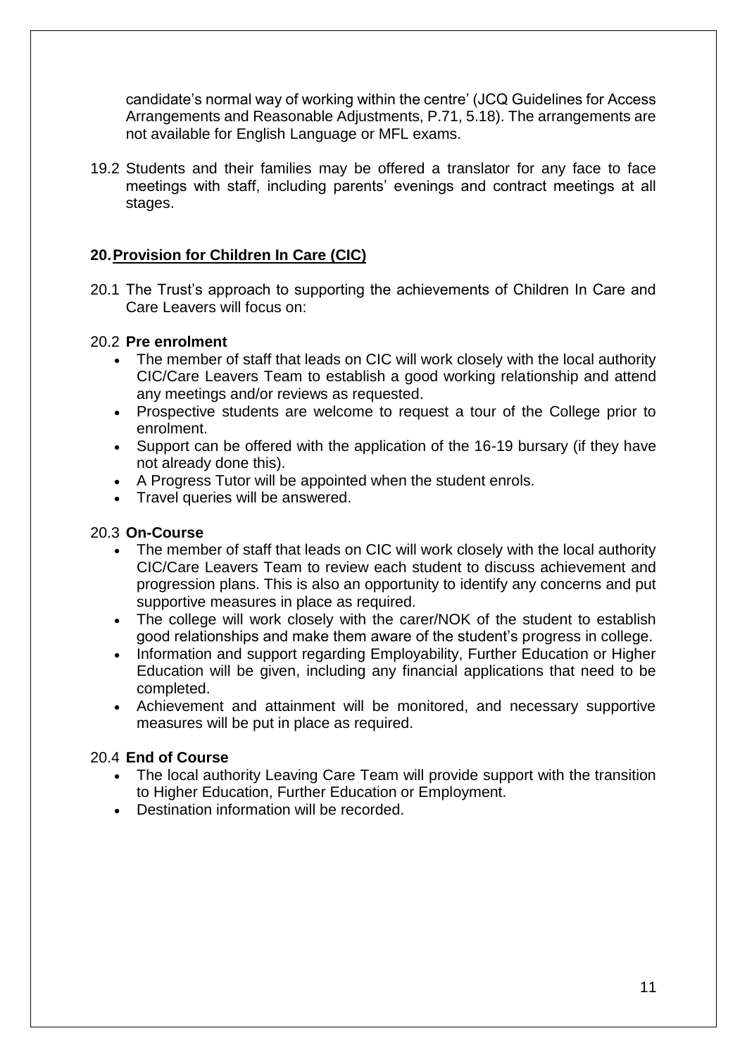candidate's normal way of working within the centre' (JCQ Guidelines for Access Arrangements and Reasonable Adjustments, P.71, 5.18). The arrangements are not available for English Language or MFL exams.

19.2 Students and their families may be offered a translator for any face to face meetings with staff, including parents' evenings and contract meetings at all stages.

## 20. Provision for Children In Care (CIC)

20.1 The Trust's approach to supporting the achievements of Children In Care and Care Leavers will focus on:

20.2 **Pre enrolment**

- The member of staff that leads on CIC will work closely with the local authority CIC/Care Leavers Team to establish a good working relationship and attend any meetings and/or reviews as requested.
- Prospective students are welcome to request a tour of the College prior to enrolment.
- Support can be offered with the application of the 16-19 bursary (if they have not already done this).
- A Progress Tutor will be appointed when the student enrols.
- Travel queries will be answered.

20.3 **On-Course**

- The member of staff that leads on CIC will work closely with the local authority CIC/Care Leavers Team to review each student to discuss achievement and progression plans. This is also an opportunity to identify any concerns and put supportive measures in place as required.
- The college will work closely with the carer/NOK of the student to establish good relationships and make them aware of the student's progress in college.
- Information and support regarding Employability, Further Education or Higher Education will be given, including any financial applications that need to be completed.
- Achievement and attainment will be monitored, and necessary supportive measures will be put in place as required.

20.4 **End of Course**

- The local authority Leaving Care Team will provide support with the transition to Higher Education, Further Education or Employment.
- Destination information will be recorded.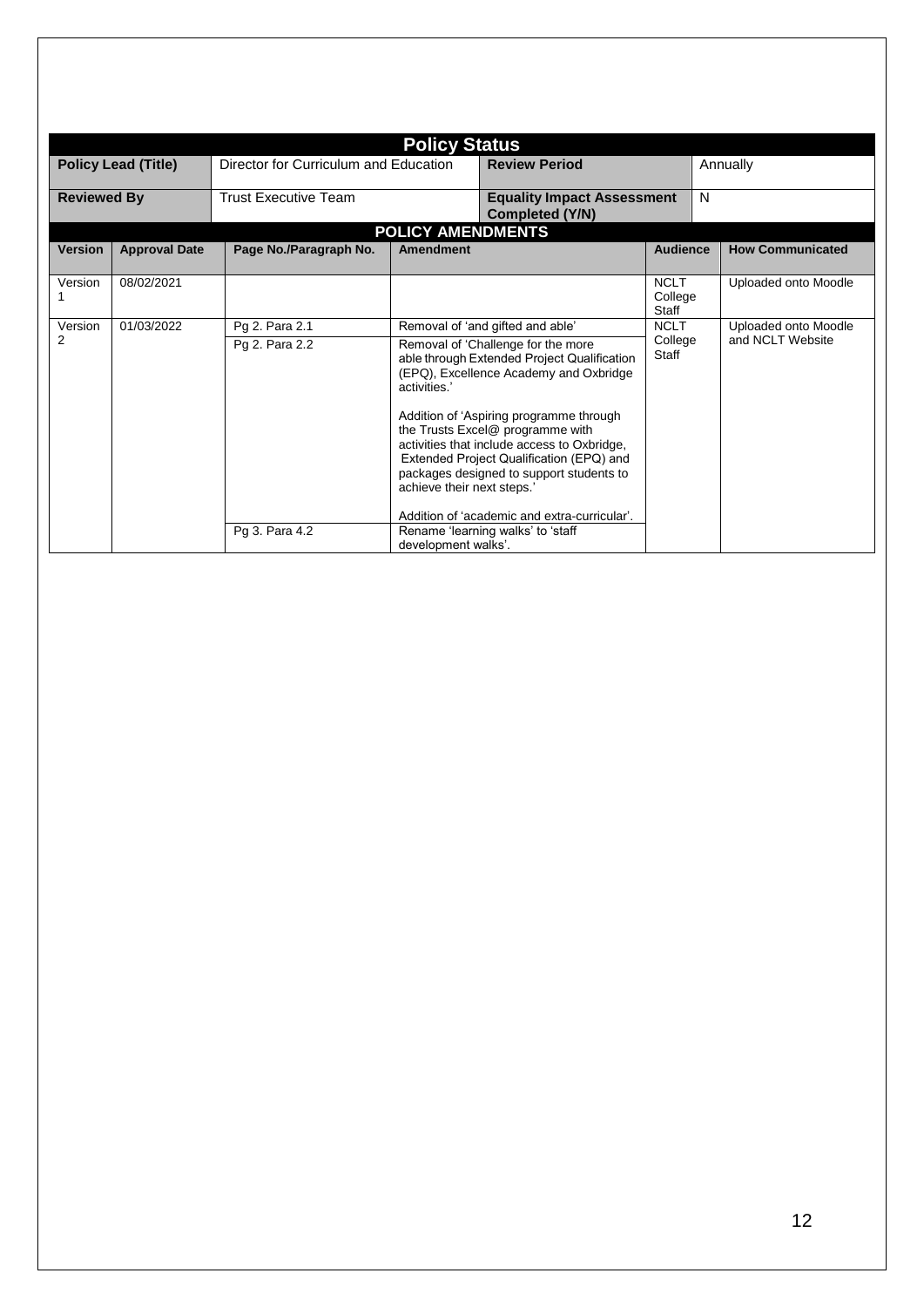## Policy Status

| | | | |
|---|---|---|---|
| **Policy Lead (Title)** | Director for Curriculum and Education | **Review Period** | Annually |
| **Reviewed By** | Trust Executive Team | **Equality Impact Assessment Completed (Y/N)** | N |

## POLICY AMENDMENTS

| Version | Approval Date | Page No./Paragraph No. | Amendment | Audience | How Communicated |
|---|---|---|---|---|---|
| Version 1 | 08/02/2021 | | | NCLT College Staff | Uploaded onto Moodle |
| Version 2 | 01/03/2022 | Pg 2. Para 2.1 | Removal of 'and gifted and able' | NCLT College Staff | Uploaded onto Moodle and NCLT Website |
| | | Pg 2. Para 2.2 | Removal of 'Challenge for the more able through Extended Project Qualification (EPQ), Excellence Academy and Oxbridge activities.'<br><br>Addition of 'Aspiring programme through the Trusts Excel@ programme with activities that include access to Oxbridge, Extended Project Qualification (EPQ) and packages designed to support students to achieve their next steps.'<br><br>Addition of 'academic and extra-curricular'. | | |
| | | Pg 3. Para 4.2 | Rename 'learning walks' to 'staff development walks'. | | |